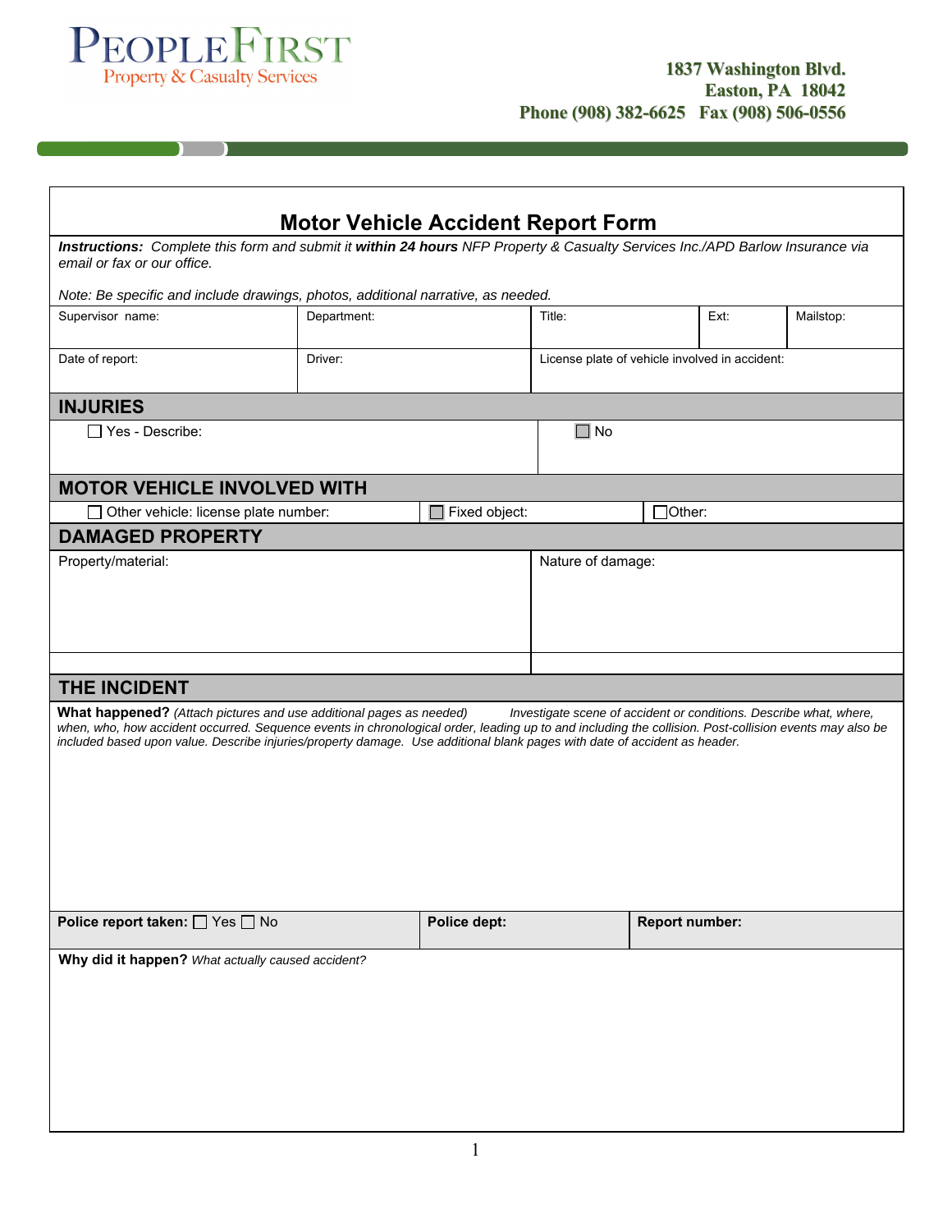# PEOPLEFIRST
Property & Casualty Services

1837 Washington Blvd.
Easton, PA 18042
Phone (908) 382-6625 Fax (908) 506-0556

## Motor Vehicle Accident Report Form

***Instructions:*** *Complete this form and submit it* ***within 24 hours*** *NFP Property & Casualty Services Inc./APD Barlow Insurance via email or fax or our office.*

*Note: Be specific and include drawings, photos, additional narrative, as needed.*

| Supervisor name: | Department: | Title: | Ext: | Mailstop: |
|---|---|---|---|---|
| Date of report: | Driver: | License plate of vehicle involved in accident: | | |

### INJURIES

| ☐ Yes - Describe: | ☐ No |
|---|---|

### MOTOR VEHICLE INVOLVED WITH

| ☐ Other vehicle: license plate number: | ☐ Fixed object: | ☐ Other: |
|---|---|---|

### DAMAGED PROPERTY

| Property/material: | Nature of damage: |
|---|---|
| | |

### THE INCIDENT

**What happened?** *(Attach pictures and use additional pages as needed)* *Investigate scene of accident or conditions. Describe what, where, when, who, how accident occurred. Sequence events in chronological order, leading up to and including the collision. Post-collision events may also be included based upon value. Describe injuries/property damage. Use additional blank pages with date of accident as header.*

| **Police report taken:** ☐ Yes ☐ No | **Police dept:** | **Report number:** |
|---|---|---|

**Why did it happen?** *What actually caused accident?*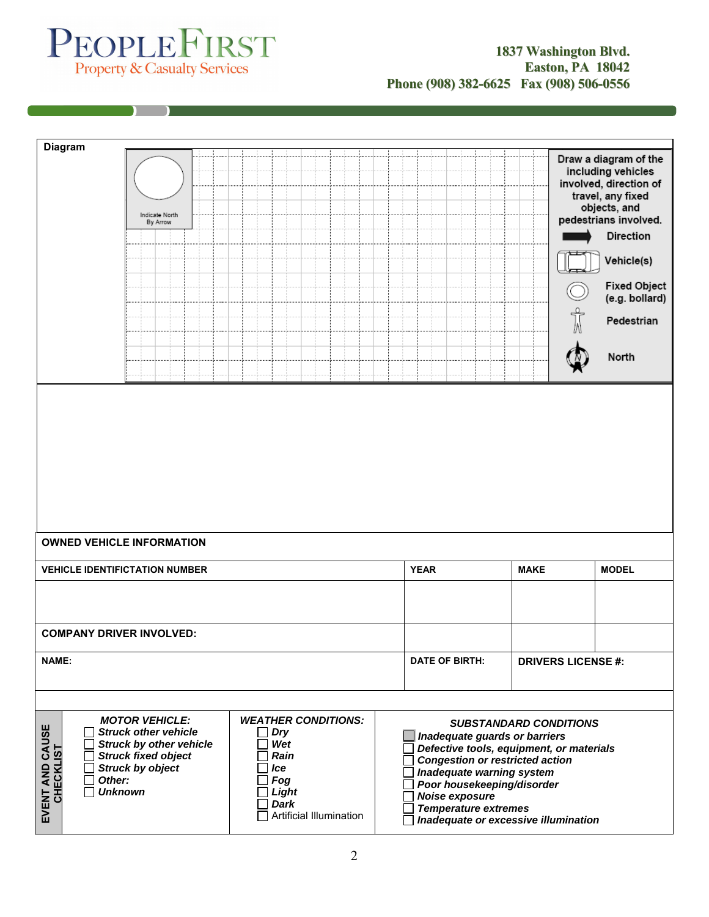**PEOPLEFIRST**
Property & Casualty Services

1837 Washington Blvd.
Easton, PA 18042
Phone (908) 382-6625 Fax (908) 506-0556

**Diagram**

Indicate North By Arrow

Draw a diagram of the including vehicles involved, direction of travel, any fixed objects, and pedestrians involved.

- Direction
- Vehicle(s)
- Fixed Object (e.g. bollard)
- Pedestrian
- North

**OWNED VEHICLE INFORMATION**

| VEHICLE IDENTIFICATION NUMBER | YEAR | MAKE | MODEL |
|---|---|---|---|
| | | | |

**COMPANY DRIVER INVOLVED:**

| NAME: | DATE OF BIRTH: | DRIVERS LICENSE #: |
|---|---|---|
| | | |

**EVENT AND CAUSE CHECKLIST**

***MOTOR VEHICLE:***

- ☐ ***Struck other vehicle***
- ☐ ***Struck by other vehicle***
- ☐ ***Struck fixed object***
- ☐ ***Struck by object***
- ☐ ***Other:***
- ☐ ***Unknown***

***WEATHER CONDITIONS:***

- ☐ ***Dry***
- ☐ ***Wet***
- ☐ ***Rain***
- ☐ ***Ice***
- ☐ ***Fog***
- ☐ ***Light***
- ☐ ***Dark***
- ☐ Artificial Illumination

***SUBSTANDARD CONDITIONS***

- ☐ ***Inadequate guards or barriers***
- ☐ ***Defective tools, equipment, or materials***
- ☐ ***Congestion or restricted action***
- ☐ ***Inadequate warning system***
- ☐ ***Poor housekeeping/disorder***
- ☐ ***Noise exposure***
- ☐ ***Temperature extremes***
- ☐ ***Inadequate or excessive illumination***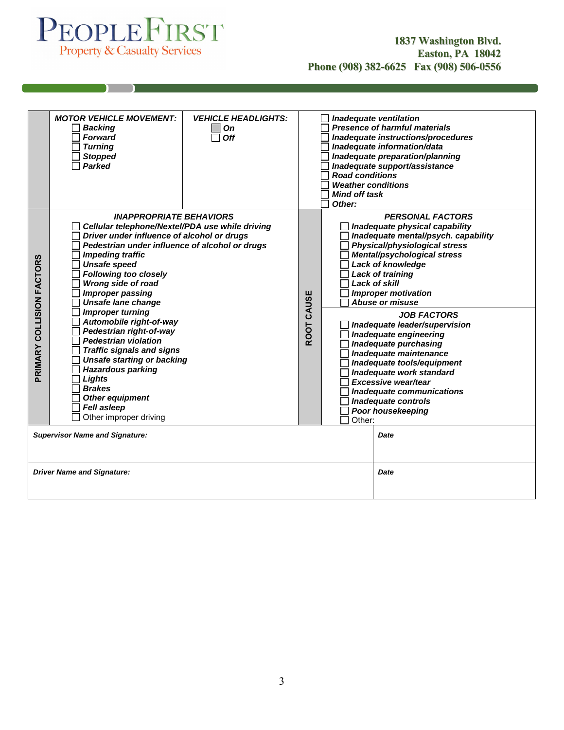**PEOPLEFIRST**
Property & Casualty Services

1837 Washington Blvd.
Easton, PA 18042
Phone (908) 382-6625 Fax (908) 506-0556

| | | | |
|---|---|---|---|
| | ***MOTOR VEHICLE MOVEMENT:***<br>☐ ***Backing***<br>☐ ***Forward***<br>☐ ***Turning***<br>☐ ***Stopped***<br>☐ ***Parked*** | ***VEHICLE HEADLIGHTS:***<br>☐ ***On***<br>☐ ***Off*** | ☐ ***Inadequate ventilation***<br>☐ ***Presence of harmful materials***<br>☐ ***Inadequate instructions/procedures***<br>☐ ***Inadequate information/data***<br>☐ ***Inadequate preparation/planning***<br>☐ ***Inadequate support/assistance***<br>☐ ***Road conditions***<br>☐ ***Weather conditions***<br>☐ ***Mind off task***<br>☐ ***Other:*** |
| **PRIMARY COLLISION FACTORS** | ***INAPPROPRIATE BEHAVIORS***<br>☐ ***Cellular telephone/Nextel/PDA use while driving***<br>☐ ***Driver under influence of alcohol or drugs***<br>☐ ***Pedestrian under influence of alcohol or drugs***<br>☐ ***Impeding traffic***<br>☐ ***Unsafe speed***<br>☐ ***Following too closely***<br>☐ ***Wrong side of road***<br>☐ ***Improper passing***<br>☐ ***Unsafe lane change***<br>☐ ***Improper turning***<br>☐ ***Automobile right-of-way***<br>☐ ***Pedestrian right-of-way***<br>☐ ***Pedestrian violation***<br>☐ ***Traffic signals and signs***<br>☐ ***Unsafe starting or backing***<br>☐ ***Hazardous parking***<br>☐ ***Lights***<br>☐ ***Brakes***<br>☐ ***Other equipment***<br>☐ ***Fell asleep***<br>☐ Other improper driving | **ROOT CAUSE** | ***PERSONAL FACTORS***<br>☐ ***Inadequate physical capability***<br>☐ ***Inadequate mental/psych. capability***<br>☐ ***Physical/physiological stress***<br>☐ ***Mental/psychological stress***<br>☐ ***Lack of knowledge***<br>☐ ***Lack of training***<br>☐ ***Lack of skill***<br>☐ ***Improper motivation***<br>☐ ***Abuse or misuse***<br><br>***JOB FACTORS***<br>☐ ***Inadequate leader/supervision***<br>☐ ***Inadequate engineering***<br>☐ ***Inadequate purchasing***<br>☐ ***Inadequate maintenance***<br>☐ ***Inadequate tools/equipment***<br>☐ ***Inadequate work standard***<br>☐ ***Excessive wear/tear***<br>☐ ***Inadequate communications***<br>☐ ***Inadequate controls***<br>☐ ***Poor housekeeping***<br>☐ Other: |

| | |
|---|---|
| ***Supervisor Name and Signature:*** | ***Date*** |
| ***Driver Name and Signature:*** | ***Date*** |